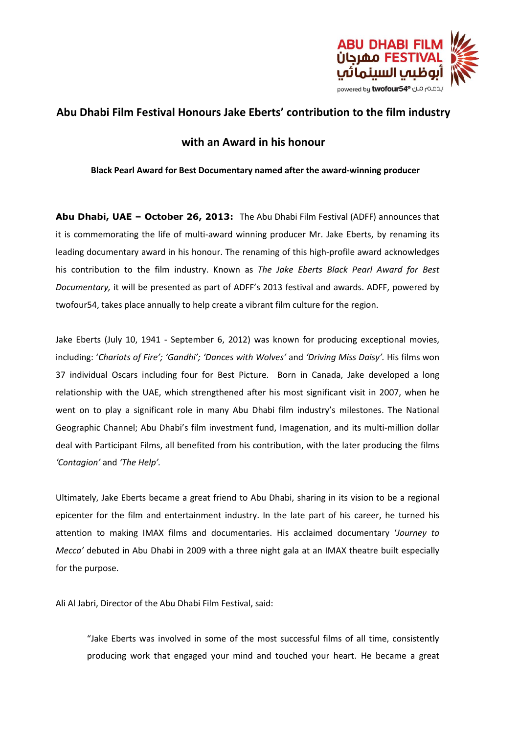# Abu Dhabi Film Festival Honours Jake Eberts' contribution to the film industry with an Award in his honour

**Black Pearl Award for Best Documentary named after the award-winning producer**

**Abu Dhabi, UAE – October 26, 2013:** The Abu Dhabi Film Festival (ADFF) announces that it is commemorating the life of multi-award winning producer Mr. Jake Eberts, by renaming its leading documentary award in his honour. The renaming of this high-profile award acknowledges his contribution to the film industry. Known as *The Jake Eberts Black Pearl Award for Best Documentary,* it will be presented as part of ADFF's 2013 festival and awards. ADFF, powered by twofour54, takes place annually to help create a vibrant film culture for the region.

Jake Eberts (July 10, 1941 - September 6, 2012) was known for producing exceptional movies, including: '*Chariots of Fire'; 'Gandhi'; 'Dances with Wolves'* and *'Driving Miss Daisy'.* His films won 37 individual Oscars including four for Best Picture. Born in Canada, Jake developed a long relationship with the UAE, which strengthened after his most significant visit in 2007, when he went on to play a significant role in many Abu Dhabi film industry's milestones. The National Geographic Channel; Abu Dhabi's film investment fund, Imagenation, and its multi-million dollar deal with Participant Films, all benefited from his contribution, with the later producing the films *'Contagion'* and *'The Help'.*

Ultimately, Jake Eberts became a great friend to Abu Dhabi, sharing in its vision to be a regional epicenter for the film and entertainment industry. In the late part of his career, he turned his attention to making IMAX films and documentaries. His acclaimed documentary '*Journey to Mecca'* debuted in Abu Dhabi in 2009 with a three night gala at an IMAX theatre built especially for the purpose.

Ali Al Jabri, Director of the Abu Dhabi Film Festival, said:

> "Jake Eberts was involved in some of the most successful films of all time, consistently producing work that engaged your mind and touched your heart. He became a great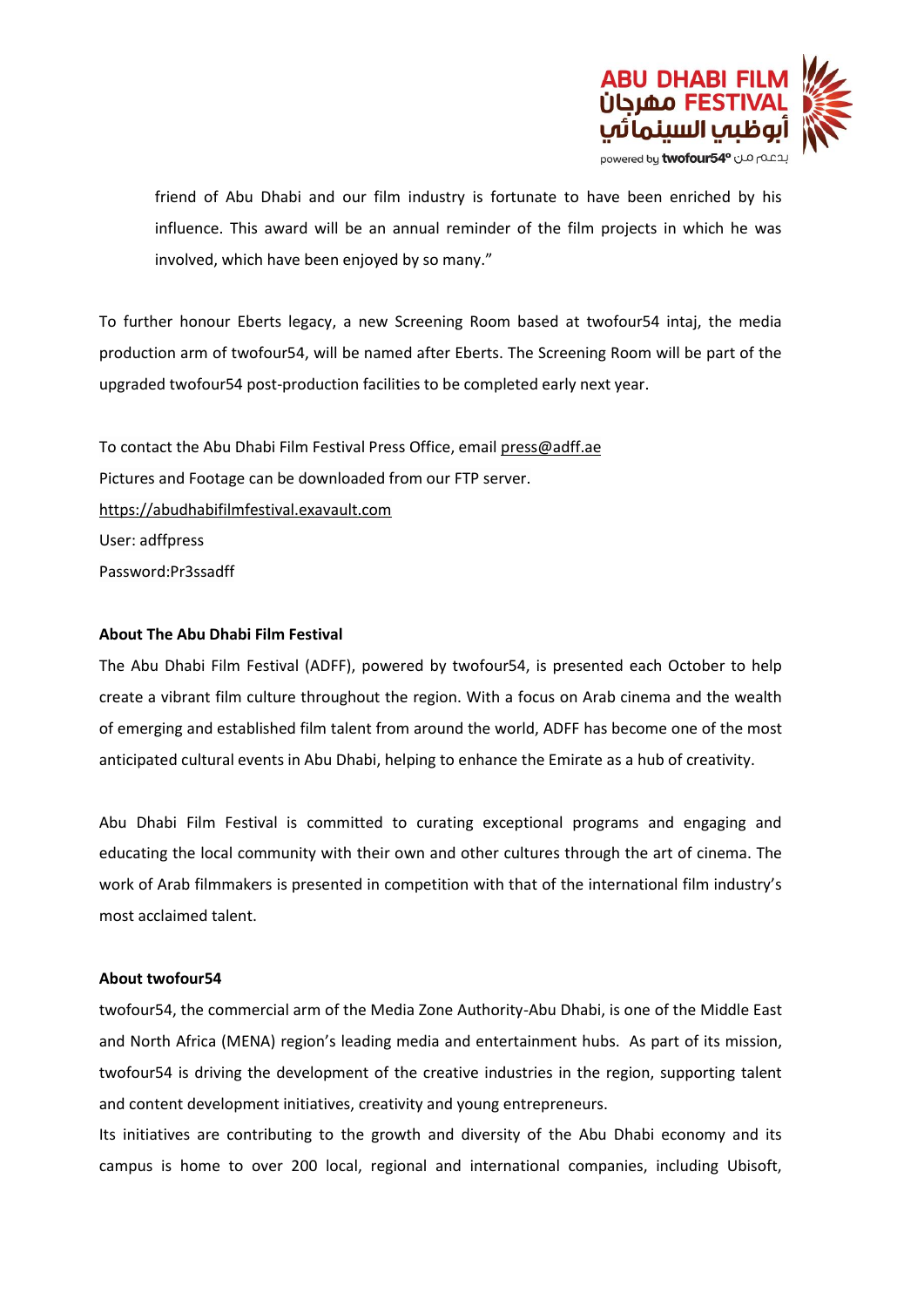friend of Abu Dhabi and our film industry is fortunate to have been enriched by his influence. This award will be an annual reminder of the film projects in which he was involved, which have been enjoyed by so many."

To further honour Eberts legacy, a new Screening Room based at twofour54 intaj, the media production arm of twofour54, will be named after Eberts. The Screening Room will be part of the upgraded twofour54 post-production facilities to be completed early next year.

To contact the Abu Dhabi Film Festival Press Office, email press@adff.ae
Pictures and Footage can be downloaded from our FTP server.
https://abudhabifilmfestival.exavault.com
User: adffpress
Password:Pr3ssadff

**About The Abu Dhabi Film Festival**

The Abu Dhabi Film Festival (ADFF), powered by twofour54, is presented each October to help create a vibrant film culture throughout the region. With a focus on Arab cinema and the wealth of emerging and established film talent from around the world, ADFF has become one of the most anticipated cultural events in Abu Dhabi, helping to enhance the Emirate as a hub of creativity.

Abu Dhabi Film Festival is committed to curating exceptional programs and engaging and educating the local community with their own and other cultures through the art of cinema. The work of Arab filmmakers is presented in competition with that of the international film industry's most acclaimed talent.

**About twofour54**

twofour54, the commercial arm of the Media Zone Authority-Abu Dhabi, is one of the Middle East and North Africa (MENA) region's leading media and entertainment hubs. As part of its mission, twofour54 is driving the development of the creative industries in the region, supporting talent and content development initiatives, creativity and young entrepreneurs.
Its initiatives are contributing to the growth and diversity of the Abu Dhabi economy and its campus is home to over 200 local, regional and international companies, including Ubisoft,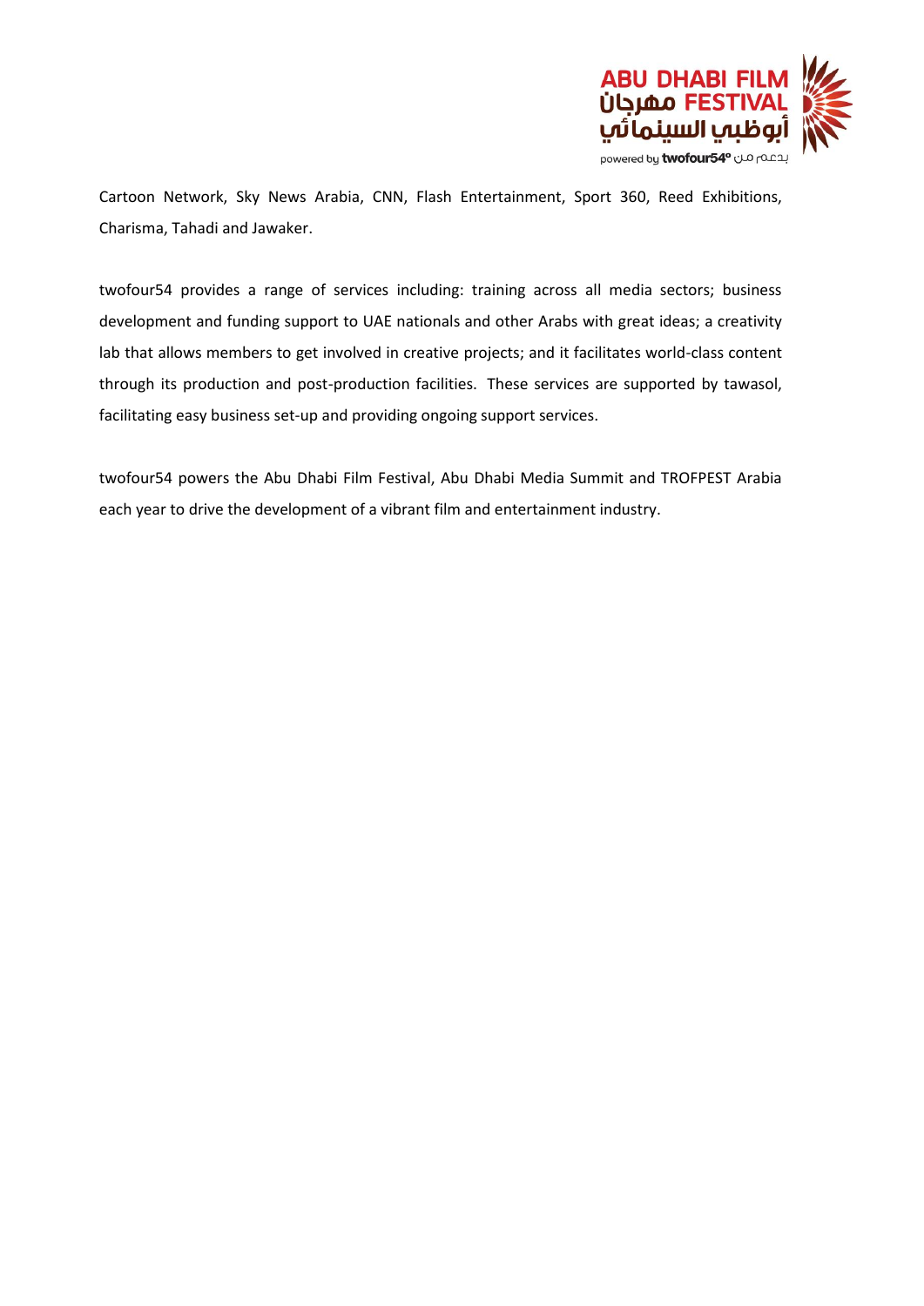Cartoon Network, Sky News Arabia, CNN, Flash Entertainment, Sport 360, Reed Exhibitions, Charisma, Tahadi and Jawaker.

twofour54 provides a range of services including: training across all media sectors; business development and funding support to UAE nationals and other Arabs with great ideas; a creativity lab that allows members to get involved in creative projects; and it facilitates world-class content through its production and post-production facilities. These services are supported by tawasol, facilitating easy business set-up and providing ongoing support services.

twofour54 powers the Abu Dhabi Film Festival, Abu Dhabi Media Summit and TROFPEST Arabia each year to drive the development of a vibrant film and entertainment industry.